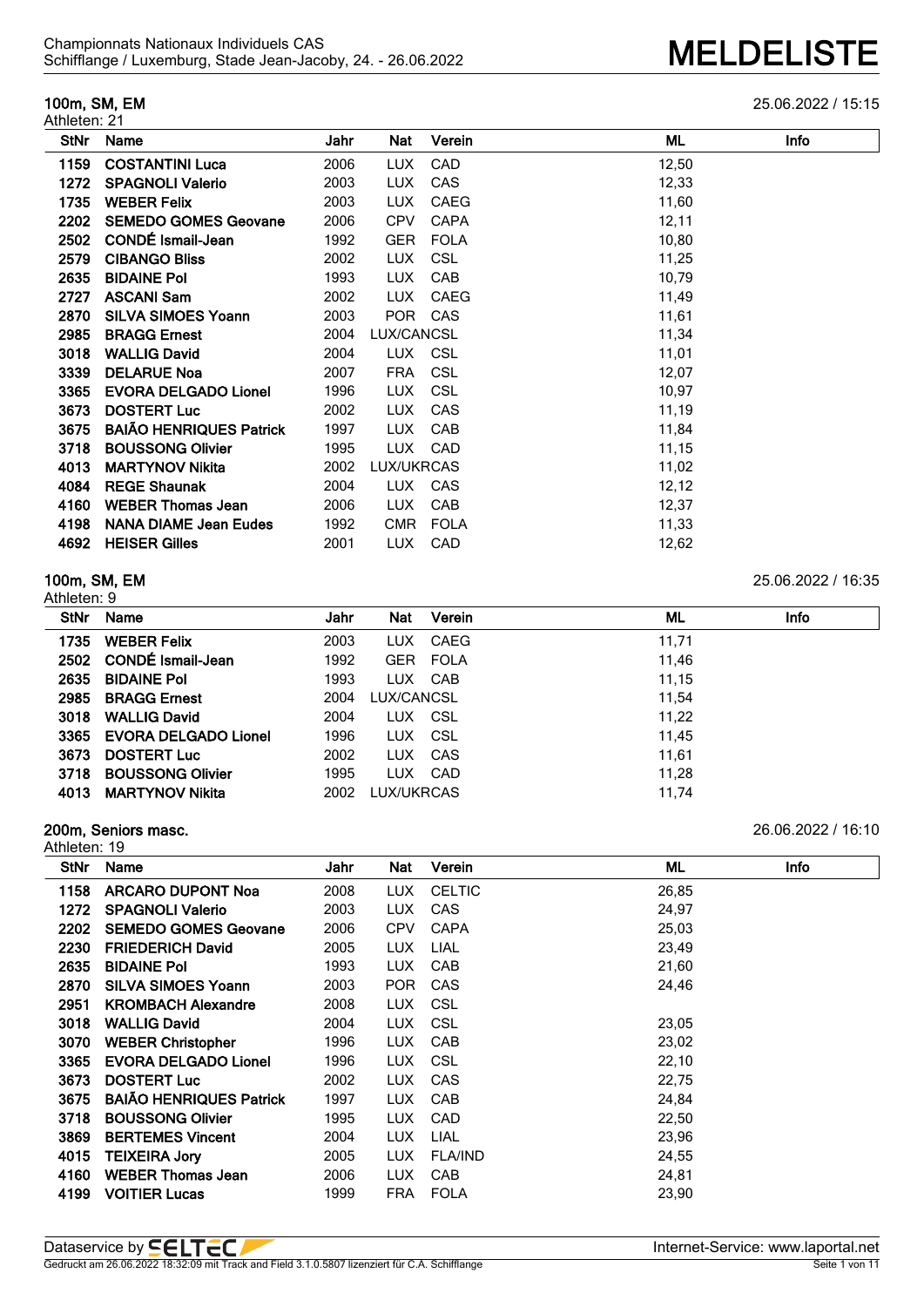Championnats Nationaux Individuels CAS
Schifflange / Luxemburg, Stade Jean-Jacoby, 24. - 26.06.2022

# MELDELISTE

## 100m, SM, EM

25.06.2022 / 15:15

Athleten: 21

| StNr | Name | Jahr | Nat | Verein | ML | Info |
|---|---|---|---|---|---|---|
| 1159 | COSTANTINI Luca | 2006 | LUX | CAD | 12,50 | |
| 1272 | SPAGNOLI Valerio | 2003 | LUX | CAS | 12,33 | |
| 1735 | WEBER Felix | 2003 | LUX | CAEG | 11,60 | |
| 2202 | SEMEDO GOMES Geovane | 2006 | CPV | CAPA | 12,11 | |
| 2502 | CONDÉ Ismail-Jean | 1992 | GER | FOLA | 10,80 | |
| 2579 | CIBANGO Bliss | 2002 | LUX | CSL | 11,25 | |
| 2635 | BIDAINE Pol | 1993 | LUX | CAB | 10,79 | |
| 2727 | ASCANI Sam | 2002 | LUX | CAEG | 11,49 | |
| 2870 | SILVA SIMOES Yoann | 2003 | POR | CAS | 11,61 | |
| 2985 | BRAGG Ernest | 2004 | LUX/CAN | CSL | 11,34 | |
| 3018 | WALLIG David | 2004 | LUX | CSL | 11,01 | |
| 3339 | DELARUE Noa | 2007 | FRA | CSL | 12,07 | |
| 3365 | EVORA DELGADO Lionel | 1996 | LUX | CSL | 10,97 | |
| 3673 | DOSTERT Luc | 2002 | LUX | CAS | 11,19 | |
| 3675 | BAIÃO HENRIQUES Patrick | 1997 | LUX | CAB | 11,84 | |
| 3718 | BOUSSONG Olivier | 1995 | LUX | CAD | 11,15 | |
| 4013 | MARTYNOV Nikita | 2002 | LUX/UKR | CAS | 11,02 | |
| 4084 | REGE Shaunak | 2004 | LUX | CAS | 12,12 | |
| 4160 | WEBER Thomas Jean | 2006 | LUX | CAB | 12,37 | |
| 4198 | NANA DIAME Jean Eudes | 1992 | CMR | FOLA | 11,33 | |
| 4692 | HEISER Gilles | 2001 | LUX | CAD | 12,62 | |

## 100m, SM, EM

25.06.2022 / 16:35

Athleten: 9

| StNr | Name | Jahr | Nat | Verein | ML | Info |
|---|---|---|---|---|---|---|
| 1735 | WEBER Felix | 2003 | LUX | CAEG | 11,71 | |
| 2502 | CONDÉ Ismail-Jean | 1992 | GER | FOLA | 11,46 | |
| 2635 | BIDAINE Pol | 1993 | LUX | CAB | 11,15 | |
| 2985 | BRAGG Ernest | 2004 | LUX/CAN | CSL | 11,54 | |
| 3018 | WALLIG David | 2004 | LUX | CSL | 11,22 | |
| 3365 | EVORA DELGADO Lionel | 1996 | LUX | CSL | 11,45 | |
| 3673 | DOSTERT Luc | 2002 | LUX | CAS | 11,61 | |
| 3718 | BOUSSONG Olivier | 1995 | LUX | CAD | 11,28 | |
| 4013 | MARTYNOV Nikita | 2002 | LUX/UKR | CAS | 11,74 | |

## 200m, Seniors masc.

26.06.2022 / 16:10

Athleten: 19

| StNr | Name | Jahr | Nat | Verein | ML | Info |
|---|---|---|---|---|---|---|
| 1158 | ARCARO DUPONT Noa | 2008 | LUX | CELTIC | 26,85 | |
| 1272 | SPAGNOLI Valerio | 2003 | LUX | CAS | 24,97 | |
| 2202 | SEMEDO GOMES Geovane | 2006 | CPV | CAPA | 25,03 | |
| 2230 | FRIEDERICH David | 2005 | LUX | LIAL | 23,49 | |
| 2635 | BIDAINE Pol | 1993 | LUX | CAB | 21,60 | |
| 2870 | SILVA SIMOES Yoann | 2003 | POR | CAS | 24,46 | |
| 2951 | KROMBACH Alexandre | 2008 | LUX | CSL | | |
| 3018 | WALLIG David | 2004 | LUX | CSL | 23,05 | |
| 3070 | WEBER Christopher | 1996 | LUX | CAB | 23,02 | |
| 3365 | EVORA DELGADO Lionel | 1996 | LUX | CSL | 22,10 | |
| 3673 | DOSTERT Luc | 2002 | LUX | CAS | 22,75 | |
| 3675 | BAIÃO HENRIQUES Patrick | 1997 | LUX | CAB | 24,84 | |
| 3718 | BOUSSONG Olivier | 1995 | LUX | CAD | 22,50 | |
| 3869 | BERTEMES Vincent | 2004 | LUX | LIAL | 23,96 | |
| 4015 | TEIXEIRA Jory | 2005 | LUX | FLA/IND | 24,55 | |
| 4160 | WEBER Thomas Jean | 2006 | LUX | CAB | 24,81 | |
| 4199 | VOITIER Lucas | 1999 | FRA | FOLA | 23,90 | |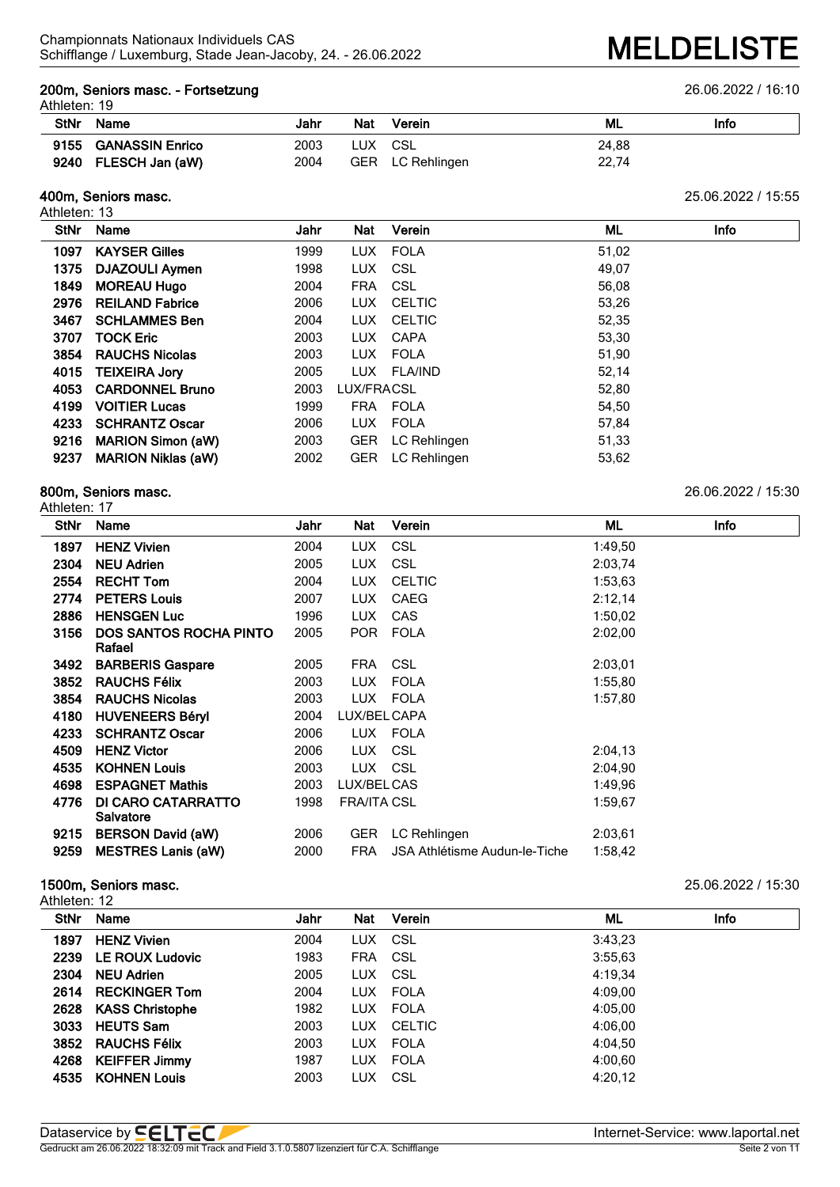Championnats Nationaux Individuels CAS
Schifflange / Luxemburg, Stade Jean-Jacoby, 24. - 26.06.2022

# MELDELISTE

## 200m, Seniors masc. - Fortsetzung

26.06.2022 / 16:10

Athleten: 19

| StNr | Name | Jahr | Nat | Verein | ML | Info |
|---|---|---|---|---|---|---|
| 9155 | GANASSIN Enrico | 2003 | LUX | CSL | 24,88 | |
| 9240 | FLESCH Jan (aW) | 2004 | GER | LC Rehlingen | 22,74 | |

## 400m, Seniors masc.

25.06.2022 / 15:55

Athleten: 13

| StNr | Name | Jahr | Nat | Verein | ML | Info |
|---|---|---|---|---|---|---|
| 1097 | KAYSER Gilles | 1999 | LUX | FOLA | 51,02 | |
| 1375 | DJAZOULI Aymen | 1998 | LUX | CSL | 49,07 | |
| 1849 | MOREAU Hugo | 2004 | FRA | CSL | 56,08 | |
| 2976 | REILAND Fabrice | 2006 | LUX | CELTIC | 53,26 | |
| 3467 | SCHLAMMES Ben | 2004 | LUX | CELTIC | 52,35 | |
| 3707 | TOCK Eric | 2003 | LUX | CAPA | 53,30 | |
| 3854 | RAUCHS Nicolas | 2003 | LUX | FOLA | 51,90 | |
| 4015 | TEIXEIRA Jory | 2005 | LUX | FLA/IND | 52,14 | |
| 4053 | CARDONNEL Bruno | 2003 | LUX/FRA | CSL | 52,80 | |
| 4199 | VOITIER Lucas | 1999 | FRA | FOLA | 54,50 | |
| 4233 | SCHRANTZ Oscar | 2006 | LUX | FOLA | 57,84 | |
| 9216 | MARION Simon (aW) | 2003 | GER | LC Rehlingen | 51,33 | |
| 9237 | MARION Niklas (aW) | 2002 | GER | LC Rehlingen | 53,62 | |

## 800m, Seniors masc.

26.06.2022 / 15:30

Athleten: 17

| StNr | Name | Jahr | Nat | Verein | ML | Info |
|---|---|---|---|---|---|---|
| 1897 | HENZ Vivien | 2004 | LUX | CSL | 1:49,50 | |
| 2304 | NEU Adrien | 2005 | LUX | CSL | 2:03,74 | |
| 2554 | RECHT Tom | 2004 | LUX | CELTIC | 1:53,63 | |
| 2774 | PETERS Louis | 2007 | LUX | CAEG | 2:12,14 | |
| 2886 | HENSGEN Luc | 1996 | LUX | CAS | 1:50,02 | |
| 3156 | DOS SANTOS ROCHA PINTO Rafael | 2005 | POR | FOLA | 2:02,00 | |
| 3492 | BARBERIS Gaspare | 2005 | FRA | CSL | 2:03,01 | |
| 3852 | RAUCHS Félix | 2003 | LUX | FOLA | 1:55,80 | |
| 3854 | RAUCHS Nicolas | 2003 | LUX | FOLA | 1:57,80 | |
| 4180 | HUVENEERS Béryl | 2004 | LUX/BEL | CAPA | | |
| 4233 | SCHRANTZ Oscar | 2006 | LUX | FOLA | | |
| 4509 | HENZ Victor | 2006 | LUX | CSL | 2:04,13 | |
| 4535 | KOHNEN Louis | 2003 | LUX | CSL | 2:04,90 | |
| 4698 | ESPAGNET Mathis | 2003 | LUX/BEL | CAS | 1:49,96 | |
| 4776 | DI CARO CATARRATTO Salvatore | 1998 | FRA/ITA | CSL | 1:59,67 | |
| 9215 | BERSON David (aW) | 2006 | GER | LC Rehlingen | 2:03,61 | |
| 9259 | MESTRES Lanis (aW) | 2000 | FRA | JSA Athlétisme Audun-le-Tiche | 1:58,42 | |

## 1500m, Seniors masc.

25.06.2022 / 15:30

Athleten: 12

| StNr | Name | Jahr | Nat | Verein | ML | Info |
|---|---|---|---|---|---|---|
| 1897 | HENZ Vivien | 2004 | LUX | CSL | 3:43,23 | |
| 2239 | LE ROUX Ludovic | 1983 | FRA | CSL | 3:55,63 | |
| 2304 | NEU Adrien | 2005 | LUX | CSL | 4:19,34 | |
| 2614 | RECKINGER Tom | 2004 | LUX | FOLA | 4:09,00 | |
| 2628 | KASS Christophe | 1982 | LUX | FOLA | 4:05,00 | |
| 3033 | HEUTS Sam | 2003 | LUX | CELTIC | 4:06,00 | |
| 3852 | RAUCHS Félix | 2003 | LUX | FOLA | 4:04,50 | |
| 4268 | KEIFFER Jimmy | 1987 | LUX | FOLA | 4:00,60 | |
| 4535 | KOHNEN Louis | 2003 | LUX | CSL | 4:20,12 | |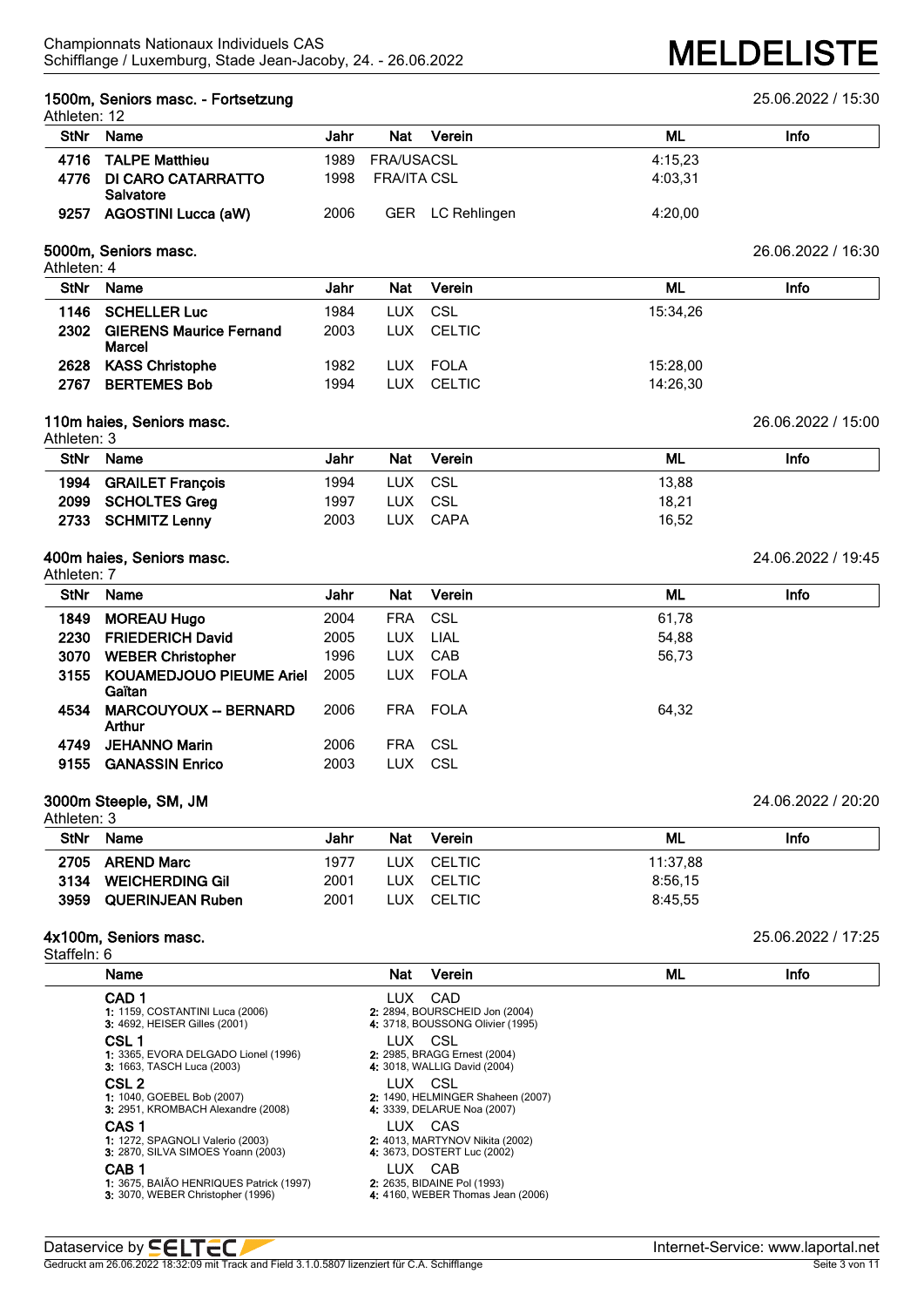## 1500m, Seniors masc. - Fortsetzung

25.06.2022 / 15:30

Athleten: 12

| StNr | Name | Jahr | Nat | Verein | ML | Info |
|---|---|---|---|---|---|---|
| 4716 | TALPE Matthieu | 1989 | FRA/USA | CSL | 4:15,23 | |
| 4776 | DI CARO CATARRATTO Salvatore | 1998 | FRA/ITA | CSL | 4:03,31 | |
| 9257 | AGOSTINI Lucca (aW) | 2006 | GER | LC Rehlingen | 4:20,00 | |

## 5000m, Seniors masc.

26.06.2022 / 16:30

Athleten: 4

| StNr | Name | Jahr | Nat | Verein | ML | Info |
|---|---|---|---|---|---|---|
| 1146 | SCHELLER Luc | 1984 | LUX | CSL | 15:34,26 | |
| 2302 | GIERENS Maurice Fernand Marcel | 2003 | LUX | CELTIC | | |
| 2628 | KASS Christophe | 1982 | LUX | FOLA | 15:28,00 | |
| 2767 | BERTEMES Bob | 1994 | LUX | CELTIC | 14:26,30 | |

## 110m haies, Seniors masc.

26.06.2022 / 15:00

Athleten: 3

| StNr | Name | Jahr | Nat | Verein | ML | Info |
|---|---|---|---|---|---|---|
| 1994 | GRAILET François | 1994 | LUX | CSL | 13,88 | |
| 2099 | SCHOLTES Greg | 1997 | LUX | CSL | 18,21 | |
| 2733 | SCHMITZ Lenny | 2003 | LUX | CAPA | 16,52 | |

## 400m haies, Seniors masc.

24.06.2022 / 19:45

Athleten: 7

| StNr | Name | Jahr | Nat | Verein | ML | Info |
|---|---|---|---|---|---|---|
| 1849 | MOREAU Hugo | 2004 | FRA | CSL | 61,78 | |
| 2230 | FRIEDERICH David | 2005 | LUX | LIAL | 54,88 | |
| 3070 | WEBER Christopher | 1996 | LUX | CAB | 56,73 | |
| 3155 | KOUAMEDJOUO PIEUME Ariel Gaïtan | 2005 | LUX | FOLA | | |
| 4534 | MARCOUYOUX -- BERNARD Arthur | 2006 | FRA | FOLA | 64,32 | |
| 4749 | JEHANNO Marin | 2006 | FRA | CSL | | |
| 9155 | GANASSIN Enrico | 2003 | LUX | CSL | | |

## 3000m Steeple, SM, JM

24.06.2022 / 20:20

Athleten: 3

| StNr | Name | Jahr | Nat | Verein | ML | Info |
|---|---|---|---|---|---|---|
| 2705 | AREND Marc | 1977 | LUX | CELTIC | 11:37,88 | |
| 3134 | WEICHERDING Gil | 2001 | LUX | CELTIC | 8:56,15 | |
| 3959 | QUERINJEAN Ruben | 2001 | LUX | CELTIC | 8:45,55 | |

## 4x100m, Seniors masc.

25.06.2022 / 17:25

Staffeln: 6

| Name | Nat | Verein | ML | Info |
|---|---|---|---|---|
| CAD 1<br>1: 1159, COSTANTINI Luca (2006)<br>2: 2894, BOURSCHEID Jon (2004)<br>3: 4692, HEISER Gilles (2001)<br>4: 3718, BOUSSONG Olivier (1995) | LUX | CAD | | |
| CSL 1<br>1: 3365, EVORA DELGADO Lionel (1996)<br>2: 2985, BRAGG Ernest (2004)<br>3: 1663, TASCH Luca (2003)<br>4: 3018, WALLIG David (2004) | LUX | CSL | | |
| CSL 2<br>1: 1040, GOEBEL Bob (2007)<br>2: 1490, HELMINGER Shaheen (2007)<br>3: 2951, KROMBACH Alexandre (2008)<br>4: 3339, DELARUE Noa (2007) | LUX | CSL | | |
| CAS 1<br>1: 1272, SPAGNOLI Valerio (2003)<br>2: 4013, MARTYNOV Nikita (2002)<br>3: 2870, SILVA SIMOES Yoann (2003)<br>4: 3673, DOSTERT Luc (2002) | LUX | CAS | | |
| CAB 1<br>1: 3675, BAIÃO HENRIQUES Patrick (1997)<br>2: 2635, BIDAINE Pol (1993)<br>3: 3070, WEBER Christopher (1996)<br>4: 4160, WEBER Thomas Jean (2006) | LUX | CAB | | |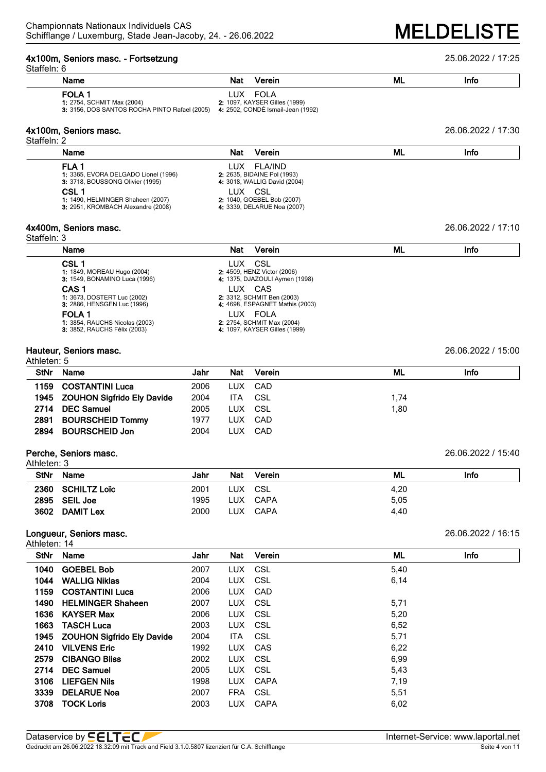### 4x100m, Seniors masc. - Fortsetzung

25.06.2022 / 17:25

Staffeln: 6

| Name | Nat | Verein | ML | Info |
|---|---|---|---|---|
| **FOLA 1**<br>1: 2754, SCHMIT Max (2004)<br>3: 3156, DOS SANTOS ROCHA PINTO Rafael (2005) | LUX<br>2: 1097, KAYSER Gilles (1999)<br>4: 2502, CONDÉ Ismail-Jean (1992) | FOLA | | |

### 4x100m, Seniors masc.

26.06.2022 / 17:30

Staffeln: 2

| Name | Nat | Verein | ML | Info |
|---|---|---|---|---|
| **FLA 1**<br>1: 3365, EVORA DELGADO Lionel (1996)<br>3: 3718, BOUSSONG Olivier (1995) | LUX<br>2: 2635, BIDAINE Pol (1993)<br>4: 3018, WALLIG David (2004) | FLA/IND | | |
| **CSL 1**<br>1: 1490, HELMINGER Shaheen (2007)<br>3: 2951, KROMBACH Alexandre (2008) | LUX<br>2: 1040, GOEBEL Bob (2007)<br>4: 3339, DELARUE Noa (2007) | CSL | | |

### 4x400m, Seniors masc.

26.06.2022 / 17:10

Staffeln: 3

| Name | Nat | Verein | ML | Info |
|---|---|---|---|---|
| **CSL 1**<br>1: 1849, MOREAU Hugo (2004)<br>3: 1549, BONAMINO Luca (1996) | LUX<br>2: 4509, HENZ Victor (2006)<br>4: 1375, DJAZOULI Aymen (1998) | CSL | | |
| **CAS 1**<br>1: 3673, DOSTERT Luc (2002)<br>3: 2886, HENSGEN Luc (1996) | LUX<br>2: 3312, SCHMIT Ben (2003)<br>4: 4698, ESPAGNET Mathis (2003) | CAS | | |
| **FOLA 1**<br>1: 3854, RAUCHS Nicolas (2003)<br>3: 3852, RAUCHS Félix (2003) | LUX<br>2: 2754, SCHMIT Max (2004)<br>4: 1097, KAYSER Gilles (1999) | FOLA | | |

### Hauteur, Seniors masc.

26.06.2022 / 15:00

Athleten: 5

| StNr | Name | Jahr | Nat | Verein | ML | Info |
|---|---|---|---|---|---|---|
| 1159 | COSTANTINI Luca | 2006 | LUX | CAD | | |
| 1945 | ZOUHON Sigfrido Ely Davide | 2004 | ITA | CSL | 1,74 | |
| 2714 | DEC Samuel | 2005 | LUX | CSL | 1,80 | |
| 2891 | BOURSCHEID Tommy | 1977 | LUX | CAD | | |
| 2894 | BOURSCHEID Jon | 2004 | LUX | CAD | | |

### Perche, Seniors masc.

26.06.2022 / 15:40

Athleten: 3

| StNr | Name | Jahr | Nat | Verein | ML | Info |
|---|---|---|---|---|---|---|
| 2360 | SCHILTZ Loïc | 2001 | LUX | CSL | 4,20 | |
| 2895 | SEIL Joe | 1995 | LUX | CAPA | 5,05 | |
| 3602 | DAMIT Lex | 2000 | LUX | CAPA | 4,40 | |

### Longueur, Seniors masc.

26.06.2022 / 16:15

Athleten: 14

| StNr | Name | Jahr | Nat | Verein | ML | Info |
|---|---|---|---|---|---|---|
| 1040 | GOEBEL Bob | 2007 | LUX | CSL | 5,40 | |
| 1044 | WALLIG Niklas | 2004 | LUX | CSL | 6,14 | |
| 1159 | COSTANTINI Luca | 2006 | LUX | CAD | | |
| 1490 | HELMINGER Shaheen | 2007 | LUX | CSL | 5,71 | |
| 1636 | KAYSER Max | 2006 | LUX | CSL | 5,20 | |
| 1663 | TASCH Luca | 2003 | LUX | CSL | 6,52 | |
| 1945 | ZOUHON Sigfrido Ely Davide | 2004 | ITA | CSL | 5,71 | |
| 2410 | VILVENS Eric | 1992 | LUX | CAS | 6,22 | |
| 2579 | CIBANGO Bliss | 2002 | LUX | CSL | 6,99 | |
| 2714 | DEC Samuel | 2005 | LUX | CSL | 5,43 | |
| 3106 | LIEFGEN Nils | 1998 | LUX | CAPA | 7,19 | |
| 3339 | DELARUE Noa | 2007 | FRA | CSL | 5,51 | |
| 3708 | TOCK Loris | 2003 | LUX | CAPA | 6,02 | |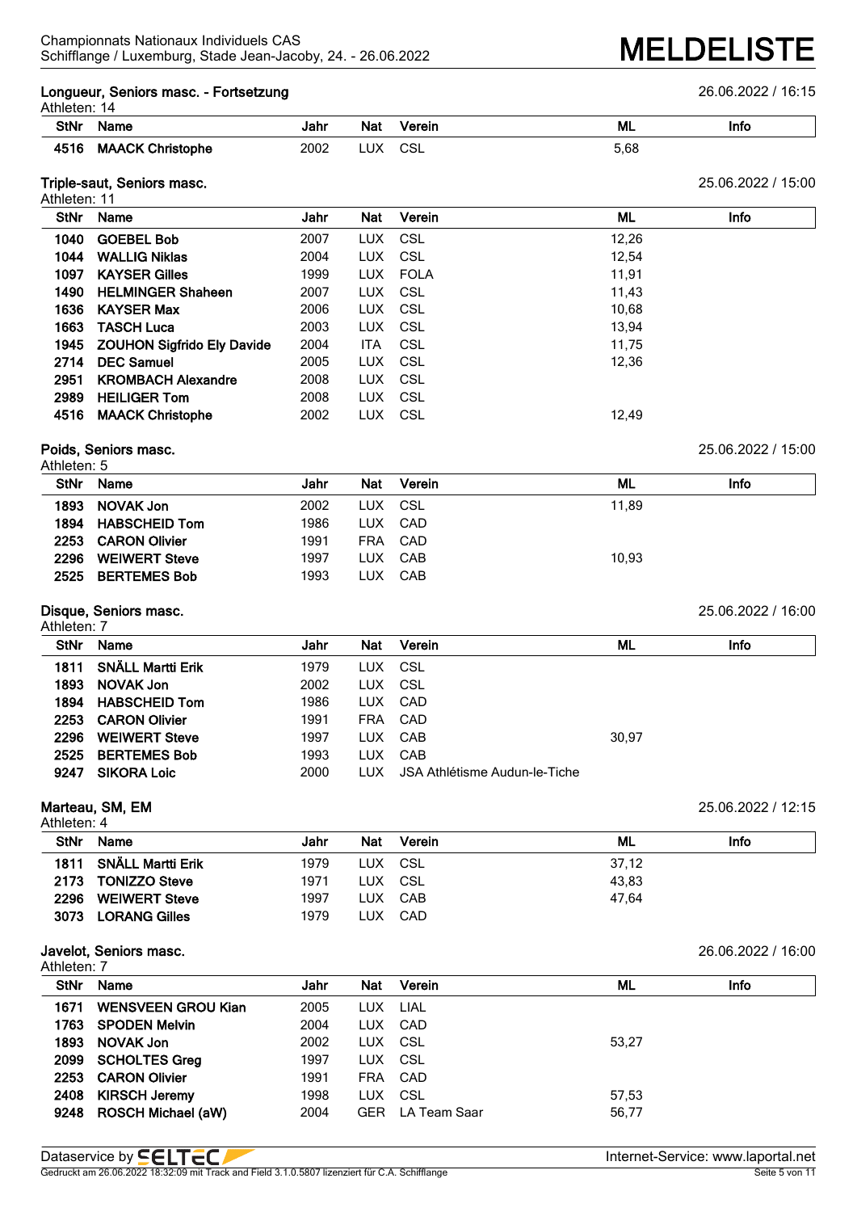### Longueur, Seniors masc. - Fortsetzung

26.06.2022 / 16:15

Athleten: 14

| StNr | Name | Jahr | Nat | Verein | ML | Info |
|---|---|---|---|---|---|---|
| 4516 | **MAACK Christophe** | 2002 | LUX | CSL | 5,68 | |

### Triple-saut, Seniors masc.

25.06.2022 / 15:00

Athleten: 11

| StNr | Name | Jahr | Nat | Verein | ML | Info |
|---|---|---|---|---|---|---|
| 1040 | **GOEBEL Bob** | 2007 | LUX | CSL | 12,26 | |
| 1044 | **WALLIG Niklas** | 2004 | LUX | CSL | 12,54 | |
| 1097 | **KAYSER Gilles** | 1999 | LUX | FOLA | 11,91 | |
| 1490 | **HELMINGER Shaheen** | 2007 | LUX | CSL | 11,43 | |
| 1636 | **KAYSER Max** | 2006 | LUX | CSL | 10,68 | |
| 1663 | **TASCH Luca** | 2003 | LUX | CSL | 13,94 | |
| 1945 | **ZOUHON Sigfrido Ely Davide** | 2004 | ITA | CSL | 11,75 | |
| 2714 | **DEC Samuel** | 2005 | LUX | CSL | 12,36 | |
| 2951 | **KROMBACH Alexandre** | 2008 | LUX | CSL | | |
| 2989 | **HEILIGER Tom** | 2008 | LUX | CSL | | |
| 4516 | **MAACK Christophe** | 2002 | LUX | CSL | 12,49 | |

### Poids, Seniors masc.

25.06.2022 / 15:00

Athleten: 5

| StNr | Name | Jahr | Nat | Verein | ML | Info |
|---|---|---|---|---|---|---|
| 1893 | **NOVAK Jon** | 2002 | LUX | CSL | 11,89 | |
| 1894 | **HABSCHEID Tom** | 1986 | LUX | CAD | | |
| 2253 | **CARON Olivier** | 1991 | FRA | CAD | | |
| 2296 | **WEIWERT Steve** | 1997 | LUX | CAB | 10,93 | |
| 2525 | **BERTEMES Bob** | 1993 | LUX | CAB | | |

### Disque, Seniors masc.

25.06.2022 / 16:00

Athleten: 7

| StNr | Name | Jahr | Nat | Verein | ML | Info |
|---|---|---|---|---|---|---|
| 1811 | **SNÄLL Martti Erik** | 1979 | LUX | CSL | | |
| 1893 | **NOVAK Jon** | 2002 | LUX | CSL | | |
| 1894 | **HABSCHEID Tom** | 1986 | LUX | CAD | | |
| 2253 | **CARON Olivier** | 1991 | FRA | CAD | | |
| 2296 | **WEIWERT Steve** | 1997 | LUX | CAB | 30,97 | |
| 2525 | **BERTEMES Bob** | 1993 | LUX | CAB | | |
| 9247 | **SIKORA Loic** | 2000 | LUX | JSA Athlétisme Audun-le-Tiche | | |

### Marteau, SM, EM

25.06.2022 / 12:15

Athleten: 4

| StNr | Name | Jahr | Nat | Verein | ML | Info |
|---|---|---|---|---|---|---|
| 1811 | **SNÄLL Martti Erik** | 1979 | LUX | CSL | 37,12 | |
| 2173 | **TONIZZO Steve** | 1971 | LUX | CSL | 43,83 | |
| 2296 | **WEIWERT Steve** | 1997 | LUX | CAB | 47,64 | |
| 3073 | **LORANG Gilles** | 1979 | LUX | CAD | | |

### Javelot, Seniors masc.

26.06.2022 / 16:00

Athleten: 7

| StNr | Name | Jahr | Nat | Verein | ML | Info |
|---|---|---|---|---|---|---|
| 1671 | **WENSVEEN GROU Kian** | 2005 | LUX | LIAL | | |
| 1763 | **SPODEN Melvin** | 2004 | LUX | CAD | | |
| 1893 | **NOVAK Jon** | 2002 | LUX | CSL | 53,27 | |
| 2099 | **SCHOLTES Greg** | 1997 | LUX | CSL | | |
| 2253 | **CARON Olivier** | 1991 | FRA | CAD | | |
| 2408 | **KIRSCH Jeremy** | 1998 | LUX | CSL | 57,53 | |
| 9248 | **ROSCH Michael (aW)** | 2004 | GER | LA Team Saar | 56,77 | |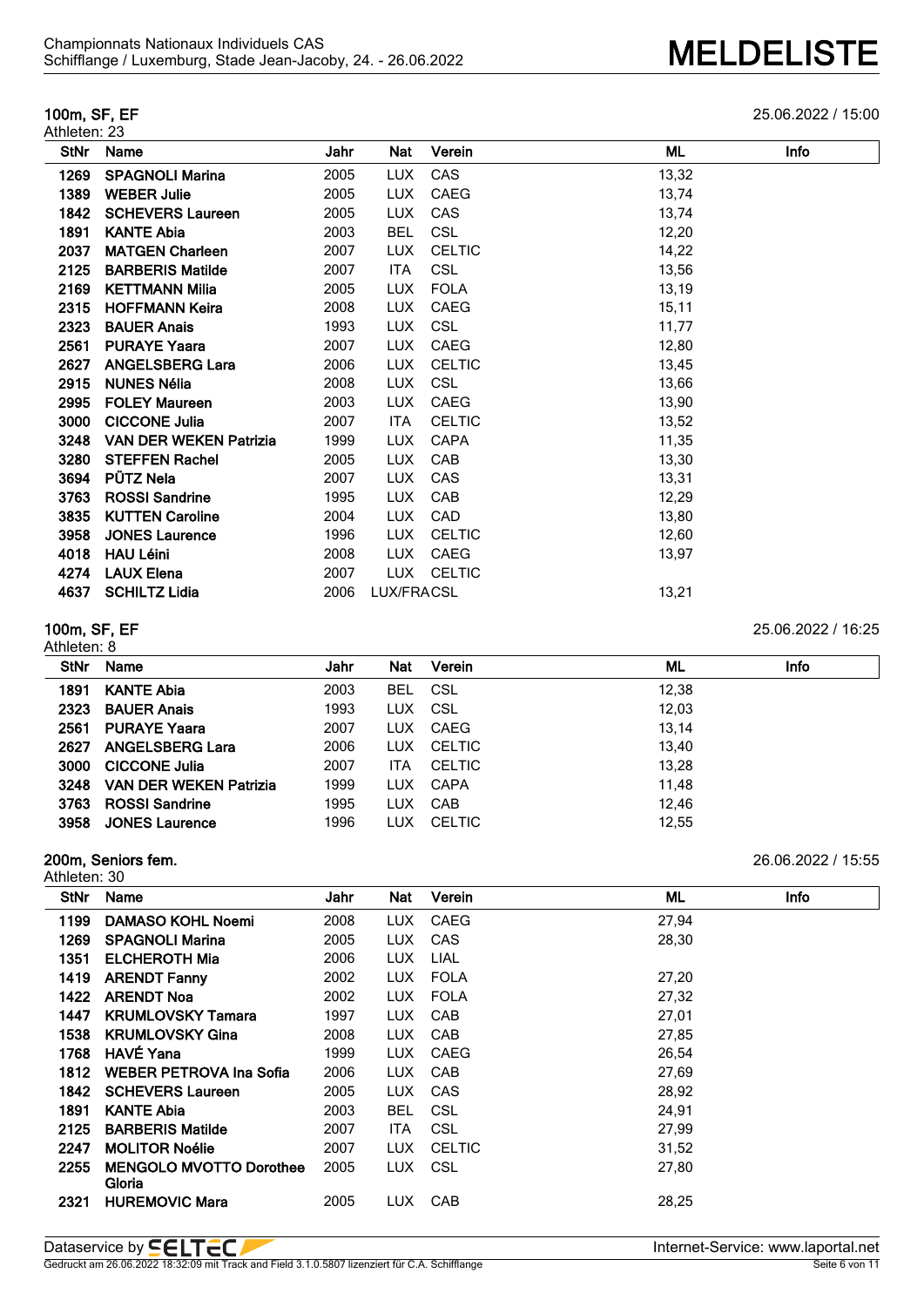### 100m, SF, EF

25.06.2022 / 15:00

Athleten: 23

| StNr | Name | Jahr | Nat | Verein | ML | Info |
|---|---|---|---|---|---|---|
| 1269 | **SPAGNOLI Marina** | 2005 | LUX | CAS | 13,32 | |
| 1389 | **WEBER Julie** | 2005 | LUX | CAEG | 13,74 | |
| 1842 | **SCHEVERS Laureen** | 2005 | LUX | CAS | 13,74 | |
| 1891 | **KANTE Abia** | 2003 | BEL | CSL | 12,20 | |
| 2037 | **MATGEN Charleen** | 2007 | LUX | CELTIC | 14,22 | |
| 2125 | **BARBERIS Matilde** | 2007 | ITA | CSL | 13,56 | |
| 2169 | **KETTMANN Milia** | 2005 | LUX | FOLA | 13,19 | |
| 2315 | **HOFFMANN Keira** | 2008 | LUX | CAEG | 15,11 | |
| 2323 | **BAUER Anais** | 1993 | LUX | CSL | 11,77 | |
| 2561 | **PURAYE Yaara** | 2007 | LUX | CAEG | 12,80 | |
| 2627 | **ANGELSBERG Lara** | 2006 | LUX | CELTIC | 13,45 | |
| 2915 | **NUNES Nélia** | 2008 | LUX | CSL | 13,66 | |
| 2995 | **FOLEY Maureen** | 2003 | LUX | CAEG | 13,90 | |
| 3000 | **CICCONE Julia** | 2007 | ITA | CELTIC | 13,52 | |
| 3248 | **VAN DER WEKEN Patrizia** | 1999 | LUX | CAPA | 11,35 | |
| 3280 | **STEFFEN Rachel** | 2005 | LUX | CAB | 13,30 | |
| 3694 | **PÜTZ Nela** | 2007 | LUX | CAS | 13,31 | |
| 3763 | **ROSSI Sandrine** | 1995 | LUX | CAB | 12,29 | |
| 3835 | **KUTTEN Caroline** | 2004 | LUX | CAD | 13,80 | |
| 3958 | **JONES Laurence** | 1996 | LUX | CELTIC | 12,60 | |
| 4018 | **HAU Léini** | 2008 | LUX | CAEG | 13,97 | |
| 4274 | **LAUX Elena** | 2007 | LUX | CELTIC | | |
| 4637 | **SCHILTZ Lidia** | 2006 | LUX/FRA | CSL | 13,21 | |

### 100m, SF, EF

25.06.2022 / 16:25

Athleten: 8

| StNr | Name | Jahr | Nat | Verein | ML | Info |
|---|---|---|---|---|---|---|
| 1891 | **KANTE Abia** | 2003 | BEL | CSL | 12,38 | |
| 2323 | **BAUER Anais** | 1993 | LUX | CSL | 12,03 | |
| 2561 | **PURAYE Yaara** | 2007 | LUX | CAEG | 13,14 | |
| 2627 | **ANGELSBERG Lara** | 2006 | LUX | CELTIC | 13,40 | |
| 3000 | **CICCONE Julia** | 2007 | ITA | CELTIC | 13,28 | |
| 3248 | **VAN DER WEKEN Patrizia** | 1999 | LUX | CAPA | 11,48 | |
| 3763 | **ROSSI Sandrine** | 1995 | LUX | CAB | 12,46 | |
| 3958 | **JONES Laurence** | 1996 | LUX | CELTIC | 12,55 | |

### 200m, Seniors fem.

26.06.2022 / 15:55

Athleten: 30

| StNr | Name | Jahr | Nat | Verein | ML | Info |
|---|---|---|---|---|---|---|
| 1199 | **DAMASO KOHL Noemi** | 2008 | LUX | CAEG | 27,94 | |
| 1269 | **SPAGNOLI Marina** | 2005 | LUX | CAS | 28,30 | |
| 1351 | **ELCHEROTH Mia** | 2006 | LUX | LIAL | | |
| 1419 | **ARENDT Fanny** | 2002 | LUX | FOLA | 27,20 | |
| 1422 | **ARENDT Noa** | 2002 | LUX | FOLA | 27,32 | |
| 1447 | **KRUMLOVSKY Tamara** | 1997 | LUX | CAB | 27,01 | |
| 1538 | **KRUMLOVSKY Gina** | 2008 | LUX | CAB | 27,85 | |
| 1768 | **HAVÉ Yana** | 1999 | LUX | CAEG | 26,54 | |
| 1812 | **WEBER PETROVA Ina Sofia** | 2006 | LUX | CAB | 27,69 | |
| 1842 | **SCHEVERS Laureen** | 2005 | LUX | CAS | 28,92 | |
| 1891 | **KANTE Abia** | 2003 | BEL | CSL | 24,91 | |
| 2125 | **BARBERIS Matilde** | 2007 | ITA | CSL | 27,99 | |
| 2247 | **MOLITOR Noélie** | 2007 | LUX | CELTIC | 31,52 | |
| 2255 | **MENGOLO MVOTTO Dorothee Gloria** | 2005 | LUX | CSL | 27,80 | |
| 2321 | **HUREMOVIC Mara** | 2005 | LUX | CAB | 28,25 | |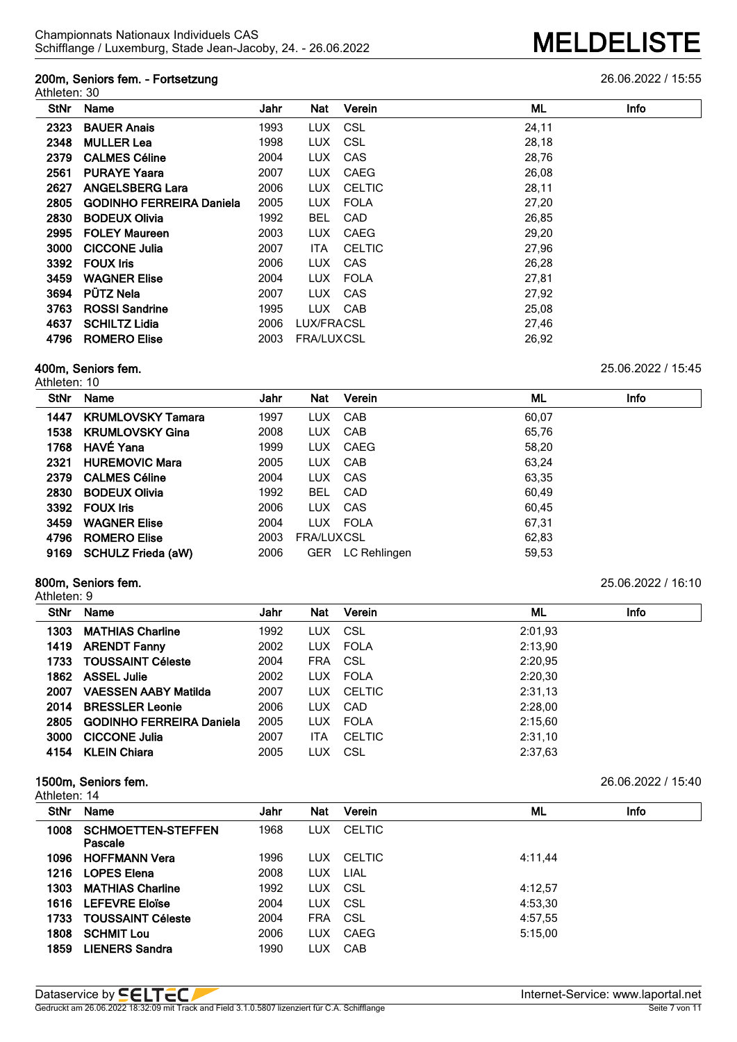### 200m, Seniors fem. - Fortsetzung

26.06.2022 / 15:55

Athleten: 30

| StNr | Name | Jahr | Nat | Verein | ML | Info |
|---|---|---|---|---|---|---|
| 2323 | **BAUER Anais** | 1993 | LUX | CSL | 24,11 | |
| 2348 | **MULLER Lea** | 1998 | LUX | CSL | 28,18 | |
| 2379 | **CALMES Céline** | 2004 | LUX | CAS | 28,76 | |
| 2561 | **PURAYE Yaara** | 2007 | LUX | CAEG | 26,08 | |
| 2627 | **ANGELSBERG Lara** | 2006 | LUX | CELTIC | 28,11 | |
| 2805 | **GODINHO FERREIRA Daniela** | 2005 | LUX | FOLA | 27,20 | |
| 2830 | **BODEUX Olivia** | 1992 | BEL | CAD | 26,85 | |
| 2995 | **FOLEY Maureen** | 2003 | LUX | CAEG | 29,20 | |
| 3000 | **CICCONE Julia** | 2007 | ITA | CELTIC | 27,96 | |
| 3392 | **FOUX Iris** | 2006 | LUX | CAS | 26,28 | |
| 3459 | **WAGNER Elise** | 2004 | LUX | FOLA | 27,81 | |
| 3694 | **PÜTZ Nela** | 2007 | LUX | CAS | 27,92 | |
| 3763 | **ROSSI Sandrine** | 1995 | LUX | CAB | 25,08 | |
| 4637 | **SCHILTZ Lidia** | 2006 | LUX/FRA | CSL | 27,46 | |
| 4796 | **ROMERO Elise** | 2003 | FRA/LUX | CSL | 26,92 | |

### 400m, Seniors fem.

25.06.2022 / 15:45

Athleten: 10

| StNr | Name | Jahr | Nat | Verein | ML | Info |
|---|---|---|---|---|---|---|
| 1447 | **KRUMLOVSKY Tamara** | 1997 | LUX | CAB | 60,07 | |
| 1538 | **KRUMLOVSKY Gina** | 2008 | LUX | CAB | 65,76 | |
| 1768 | **HAVÉ Yana** | 1999 | LUX | CAEG | 58,20 | |
| 2321 | **HUREMOVIC Mara** | 2005 | LUX | CAB | 63,24 | |
| 2379 | **CALMES Céline** | 2004 | LUX | CAS | 63,35 | |
| 2830 | **BODEUX Olivia** | 1992 | BEL | CAD | 60,49 | |
| 3392 | **FOUX Iris** | 2006 | LUX | CAS | 60,45 | |
| 3459 | **WAGNER Elise** | 2004 | LUX | FOLA | 67,31 | |
| 4796 | **ROMERO Elise** | 2003 | FRA/LUX | CSL | 62,83 | |
| 9169 | **SCHULZ Frieda (aW)** | 2006 | GER | LC Rehlingen | 59,53 | |

### 800m, Seniors fem.

25.06.2022 / 16:10

Athleten: 9

| StNr | Name | Jahr | Nat | Verein | ML | Info |
|---|---|---|---|---|---|---|
| 1303 | **MATHIAS Charline** | 1992 | LUX | CSL | 2:01,93 | |
| 1419 | **ARENDT Fanny** | 2002 | LUX | FOLA | 2:13,90 | |
| 1733 | **TOUSSAINT Céleste** | 2004 | FRA | CSL | 2:20,95 | |
| 1862 | **ASSEL Julie** | 2002 | LUX | FOLA | 2:20,30 | |
| 2007 | **VAESSEN AABY Matilda** | 2007 | LUX | CELTIC | 2:31,13 | |
| 2014 | **BRESSLER Leonie** | 2006 | LUX | CAD | 2:28,00 | |
| 2805 | **GODINHO FERREIRA Daniela** | 2005 | LUX | FOLA | 2:15,60 | |
| 3000 | **CICCONE Julia** | 2007 | ITA | CELTIC | 2:31,10 | |
| 4154 | **KLEIN Chiara** | 2005 | LUX | CSL | 2:37,63 | |

### 1500m, Seniors fem.

26.06.2022 / 15:40

Athleten: 14

| StNr | Name | Jahr | Nat | Verein | ML | Info |
|---|---|---|---|---|---|---|
| 1008 | **SCHMOETTEN-STEFFEN Pascale** | 1968 | LUX | CELTIC | | |
| 1096 | **HOFFMANN Vera** | 1996 | LUX | CELTIC | 4:11,44 | |
| 1216 | **LOPES Elena** | 2008 | LUX | LIAL | | |
| 1303 | **MATHIAS Charline** | 1992 | LUX | CSL | 4:12,57 | |
| 1616 | **LEFEVRE Eloïse** | 2004 | LUX | CSL | 4:53,30 | |
| 1733 | **TOUSSAINT Céleste** | 2004 | FRA | CSL | 4:57,55 | |
| 1808 | **SCHMIT Lou** | 2006 | LUX | CAEG | 5:15,00 | |
| 1859 | **LIENERS Sandra** | 1990 | LUX | CAB | | |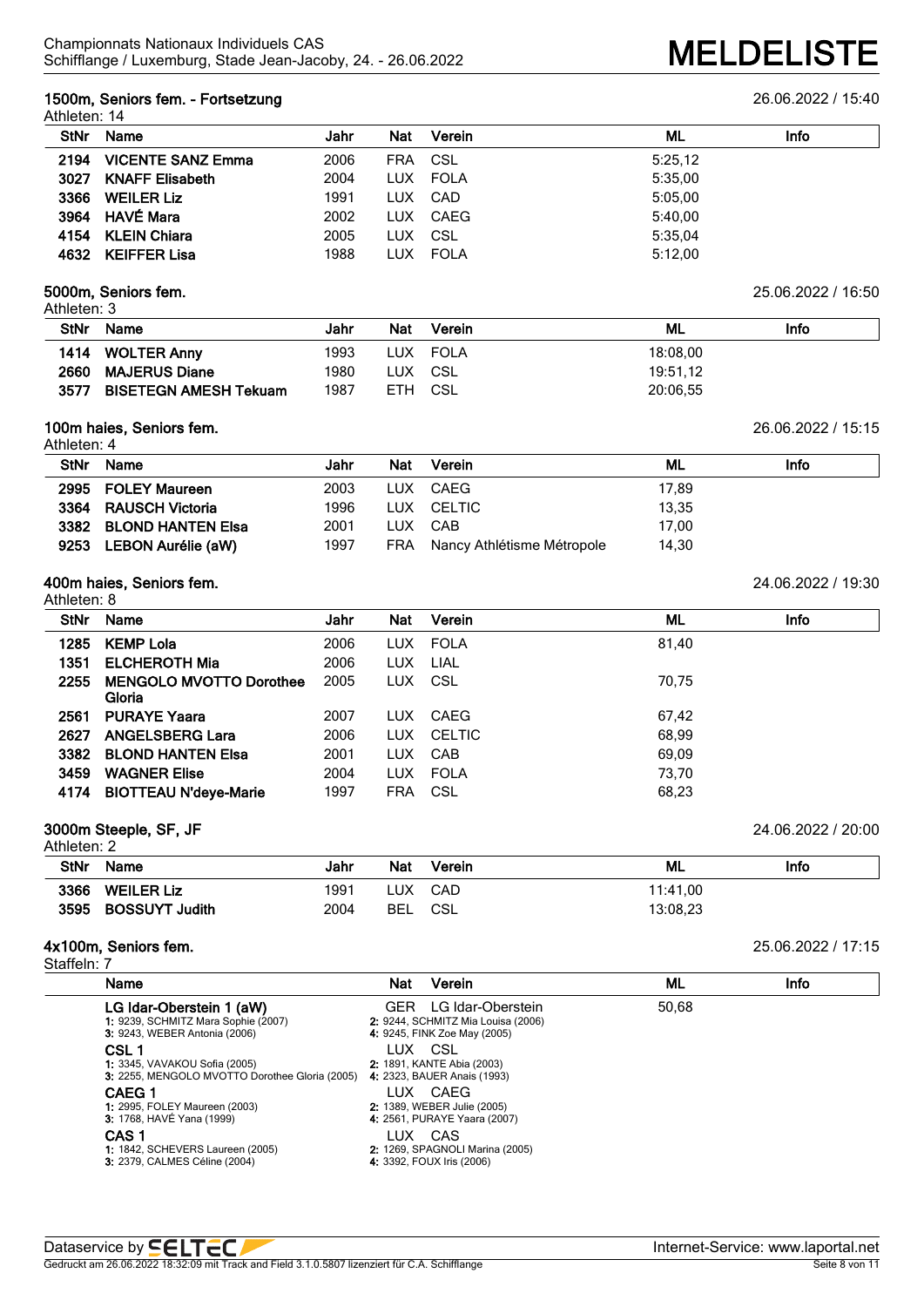# Championnats Nationaux Individuels CAS
Schifflange / Luxemburg, Stade Jean-Jacoby, 24. - 26.06.2022

# MELDELISTE

## 1500m, Seniors fem. - Fortsetzung

26.06.2022 / 15:40

Athleten: 14

| StNr | Name | Jahr | Nat | Verein | ML | Info |
|---|---|---|---|---|---|---|
| 2194 | **VICENTE SANZ Emma** | 2006 | FRA | CSL | 5:25,12 | |
| 3027 | **KNAFF Elisabeth** | 2004 | LUX | FOLA | 5:35,00 | |
| 3366 | **WEILER Liz** | 1991 | LUX | CAD | 5:05,00 | |
| 3964 | **HAVÉ Mara** | 2002 | LUX | CAEG | 5:40,00 | |
| 4154 | **KLEIN Chiara** | 2005 | LUX | CSL | 5:35,04 | |
| 4632 | **KEIFFER Lisa** | 1988 | LUX | FOLA | 5:12,00 | |

## 5000m, Seniors fem.

25.06.2022 / 16:50

Athleten: 3

| StNr | Name | Jahr | Nat | Verein | ML | Info |
|---|---|---|---|---|---|---|
| 1414 | **WOLTER Anny** | 1993 | LUX | FOLA | 18:08,00 | |
| 2660 | **MAJERUS Diane** | 1980 | LUX | CSL | 19:51,12 | |
| 3577 | **BISETEGN AMESH Tekuam** | 1987 | ETH | CSL | 20:06,55 | |

## 100m haies, Seniors fem.

26.06.2022 / 15:15

Athleten: 4

| StNr | Name | Jahr | Nat | Verein | ML | Info |
|---|---|---|---|---|---|---|
| 2995 | **FOLEY Maureen** | 2003 | LUX | CAEG | 17,89 | |
| 3364 | **RAUSCH Victoria** | 1996 | LUX | CELTIC | 13,35 | |
| 3382 | **BLOND HANTEN Elsa** | 2001 | LUX | CAB | 17,00 | |
| 9253 | **LEBON Aurélie (aW)** | 1997 | FRA | Nancy Athlétisme Métropole | 14,30 | |

## 400m haies, Seniors fem.

24.06.2022 / 19:30

Athleten: 8

| StNr | Name | Jahr | Nat | Verein | ML | Info |
|---|---|---|---|---|---|---|
| 1285 | **KEMP Lola** | 2006 | LUX | FOLA | 81,40 | |
| 1351 | **ELCHEROTH Mia** | 2006 | LUX | LIAL | | |
| 2255 | **MENGOLO MVOTTO Dorothee Gloria** | 2005 | LUX | CSL | 70,75 | |
| 2561 | **PURAYE Yaara** | 2007 | LUX | CAEG | 67,42 | |
| 2627 | **ANGELSBERG Lara** | 2006 | LUX | CELTIC | 68,99 | |
| 3382 | **BLOND HANTEN Elsa** | 2001 | LUX | CAB | 69,09 | |
| 3459 | **WAGNER Elise** | 2004 | LUX | FOLA | 73,70 | |
| 4174 | **BIOTTEAU N'deye-Marie** | 1997 | FRA | CSL | 68,23 | |

## 3000m Steeple, SF, JF

24.06.2022 / 20:00

Athleten: 2

| StNr | Name | Jahr | Nat | Verein | ML | Info |
|---|---|---|---|---|---|---|
| 3366 | **WEILER Liz** | 1991 | LUX | CAD | 11:41,00 | |
| 3595 | **BOSSUYT Judith** | 2004 | BEL | CSL | 13:08,23 | |

## 4x100m, Seniors fem.

25.06.2022 / 17:15

Staffeln: 7

| Name | Nat | Verein | ML | Info |
|---|---|---|---|---|
| **LG Idar-Oberstein 1 (aW)**<br>1: 9239, SCHMITZ Mara Sophie (2007)<br>3: 9243, WEBER Antonia (2006) | GER | LG Idar-Oberstein<br>2: 9244, SCHMITZ Mia Louisa (2006)<br>4: 9245, FINK Zoe May (2005) | 50,68 | |
| **CSL 1**<br>1: 3345, VAVAKOU Sofia (2005)<br>3: 2255, MENGOLO MVOTTO Dorothee Gloria (2005) | LUX | CSL<br>2: 1891, KANTE Abia (2003)<br>4: 2323, BAUER Anais (1993) | | |
| **CAEG 1**<br>1: 2995, FOLEY Maureen (2003)<br>3: 1768, HAVÉ Yana (1999) | LUX | CAEG<br>2: 1389, WEBER Julie (2005)<br>4: 2561, PURAYE Yaara (2007) | | |
| **CAS 1**<br>1: 1842, SCHEVERS Laureen (2005)<br>3: 2379, CALMES Céline (2004) | LUX | CAS<br>2: 1269, SPAGNOLI Marina (2005)<br>4: 3392, FOUX Iris (2006) | | |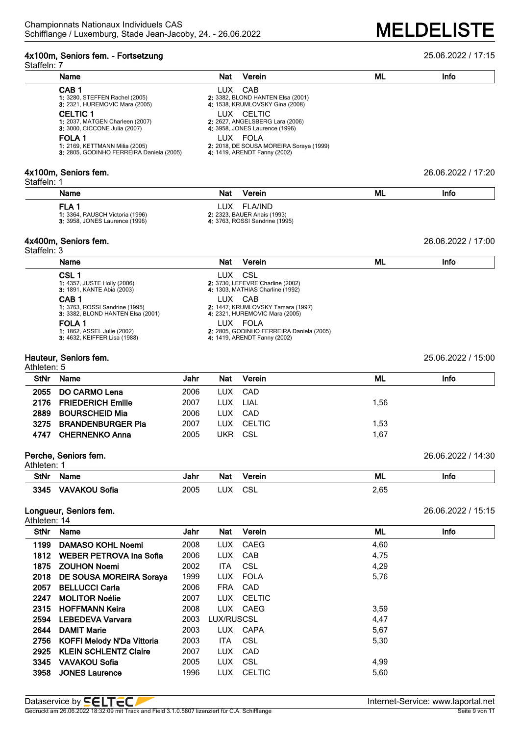## 4x100m, Seniors fem. - Fortsetzung

25.06.2022 / 17:15

Staffeln: 7

| Name | Nat | Verein | ML | Info |
|---|---|---|---|---|
| **CAB 1**<br>1: 3280, STEFFEN Rachel (2005)<br>2: 3382, BLOND HANTEN Elsa (2001)<br>3: 2321, HUREMOVIC Mara (2005)<br>4: 1538, KRUMLOVSKY Gina (2008) | LUX | CAB | | |
| **CELTIC 1**<br>1: 2037, MATGEN Charleen (2007)<br>2: 2627, ANGELSBERG Lara (2006)<br>3: 3000, CICCONE Julia (2007)<br>4: 3958, JONES Laurence (1996) | LUX | CELTIC | | |
| **FOLA 1**<br>1: 2169, KETTMANN Milia (2005)<br>2: 2018, DE SOUSA MOREIRA Soraya (1999)<br>3: 2805, GODINHO FERREIRA Daniela (2005)<br>4: 1419, ARENDT Fanny (2002) | LUX | FOLA | | |

## 4x100m, Seniors fem.

26.06.2022 / 17:20

Staffeln: 1

| Name | Nat | Verein | ML | Info |
|---|---|---|---|---|
| **FLA 1**<br>1: 3364, RAUSCH Victoria (1996)<br>2: 2323, BAUER Anais (1993)<br>3: 3958, JONES Laurence (1996)<br>4: 3763, ROSSI Sandrine (1995) | LUX | FLA/IND | | |

## 4x400m, Seniors fem.

26.06.2022 / 17:00

Staffeln: 3

| Name | Nat | Verein | ML | Info |
|---|---|---|---|---|
| **CSL 1**<br>1: 4357, JUSTE Holly (2006)<br>2: 3730, LEFEVRE Charline (2002)<br>3: 1891, KANTE Abia (2003)<br>4: 1303, MATHIAS Charline (1992) | LUX | CSL | | |
| **CAB 1**<br>1: 3763, ROSSI Sandrine (1995)<br>2: 1447, KRUMLOVSKY Tamara (1997)<br>3: 3382, BLOND HANTEN Elsa (2001)<br>4: 2321, HUREMOVIC Mara (2005) | LUX | CAB | | |
| **FOLA 1**<br>1: 1862, ASSEL Julie (2002)<br>2: 2805, GODINHO FERREIRA Daniela (2005)<br>3: 4632, KEIFFER Lisa (1988)<br>4: 1419, ARENDT Fanny (2002) | LUX | FOLA | | |

## Hauteur, Seniors fem.

25.06.2022 / 15:00

Athleten: 5

| StNr | Name | Jahr | Nat | Verein | ML | Info |
|---|---|---|---|---|---|---|
| 2055 | **DO CARMO Lena** | 2006 | LUX | CAD | | |
| 2176 | **FRIEDERICH Emilie** | 2007 | LUX | LIAL | 1,56 | |
| 2889 | **BOURSCHEID Mia** | 2006 | LUX | CAD | | |
| 3275 | **BRANDENBURGER Pia** | 2007 | LUX | CELTIC | 1,53 | |
| 4747 | **CHERNENKO Anna** | 2005 | UKR | CSL | 1,67 | |

## Perche, Seniors fem.

26.06.2022 / 14:30

Athleten: 1

| StNr | Name | Jahr | Nat | Verein | ML | Info |
|---|---|---|---|---|---|---|
| 3345 | **VAVAKOU Sofia** | 2005 | LUX | CSL | 2,65 | |

## Longueur, Seniors fem.

26.06.2022 / 15:15

Athleten: 14

| StNr | Name | Jahr | Nat | Verein | ML | Info |
|---|---|---|---|---|---|---|
| 1199 | **DAMASO KOHL Noemi** | 2008 | LUX | CAEG | 4,60 | |
| 1812 | **WEBER PETROVA Ina Sofia** | 2006 | LUX | CAB | 4,75 | |
| 1875 | **ZOUHON Noemi** | 2002 | ITA | CSL | 4,29 | |
| 2018 | **DE SOUSA MOREIRA Soraya** | 1999 | LUX | FOLA | 5,76 | |
| 2057 | **BELLUCCI Carla** | 2006 | FRA | CAD | | |
| 2247 | **MOLITOR Noélie** | 2007 | LUX | CELTIC | | |
| 2315 | **HOFFMANN Keira** | 2008 | LUX | CAEG | 3,59 | |
| 2594 | **LEBEDEVA Varvara** | 2003 | LUX/RUS | CSL | 4,47 | |
| 2644 | **DAMIT Marie** | 2003 | LUX | CAPA | 5,67 | |
| 2756 | **KOFFI Melody N'Da Vittoria** | 2003 | ITA | CSL | 5,30 | |
| 2925 | **KLEIN SCHLENTZ Claire** | 2007 | LUX | CAD | | |
| 3345 | **VAVAKOU Sofia** | 2005 | LUX | CSL | 4,99 | |
| 3958 | **JONES Laurence** | 1996 | LUX | CELTIC | 5,60 | |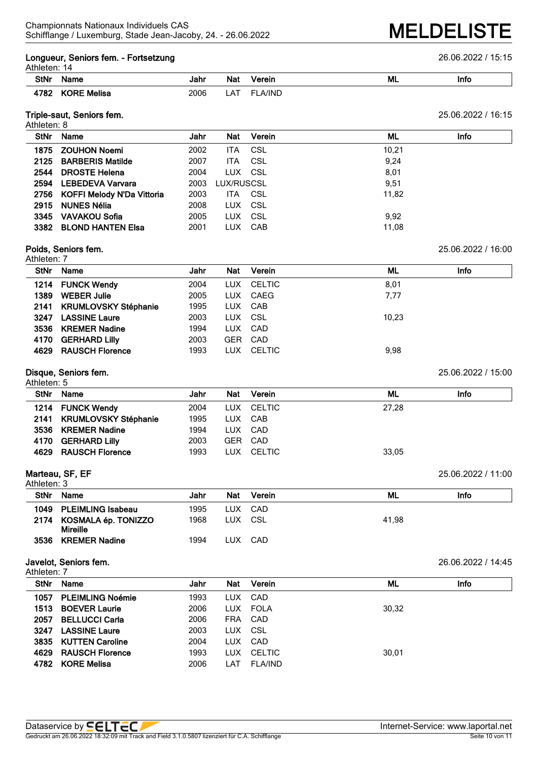Championnats Nationaux Individuels CAS
Schifflange / Luxemburg, Stade Jean-Jacoby, 24. - 26.06.2022

# MELDELISTE

### Longueur, Seniors fem. - Fortsetzung

26.06.2022 / 15:15

Athleten: 14

| StNr | Name | Jahr | Nat | Verein | ML | Info |
|---|---|---|---|---|---|---|
| 4782 | **KORE Melisa** | 2006 | LAT | FLA/IND | | |

### Triple-saut, Seniors fem.

25.06.2022 / 16:15

Athleten: 8

| StNr | Name | Jahr | Nat | Verein | ML | Info |
|---|---|---|---|---|---|---|
| 1875 | **ZOUHON Noemi** | 2002 | ITA | CSL | 10,21 | |
| 2125 | **BARBERIS Matilde** | 2007 | ITA | CSL | 9,24 | |
| 2544 | **DROSTE Helena** | 2004 | LUX | CSL | 8,01 | |
| 2594 | **LEBEDEVA Varvara** | 2003 | LUX/RUS | CSL | 9,51 | |
| 2756 | **KOFFI Melody N'Da Vittoria** | 2003 | ITA | CSL | 11,82 | |
| 2915 | **NUNES Nélia** | 2008 | LUX | CSL | | |
| 3345 | **VAVAKOU Sofia** | 2005 | LUX | CSL | 9,92 | |
| 3382 | **BLOND HANTEN Elsa** | 2001 | LUX | CAB | 11,08 | |

### Poids, Seniors fem.

25.06.2022 / 16:00

Athleten: 7

| StNr | Name | Jahr | Nat | Verein | ML | Info |
|---|---|---|---|---|---|---|
| 1214 | **FUNCK Wendy** | 2004 | LUX | CELTIC | 8,01 | |
| 1389 | **WEBER Julie** | 2005 | LUX | CAEG | 7,77 | |
| 2141 | **KRUMLOVSKY Stéphanie** | 1995 | LUX | CAB | | |
| 3247 | **LASSINE Laure** | 2003 | LUX | CSL | 10,23 | |
| 3536 | **KREMER Nadine** | 1994 | LUX | CAD | | |
| 4170 | **GERHARD Lilly** | 2003 | GER | CAD | | |
| 4629 | **RAUSCH Florence** | 1993 | LUX | CELTIC | 9,98 | |

### Disque, Seniors fem.

25.06.2022 / 15:00

Athleten: 5

| StNr | Name | Jahr | Nat | Verein | ML | Info |
|---|---|---|---|---|---|---|
| 1214 | **FUNCK Wendy** | 2004 | LUX | CELTIC | 27,28 | |
| 2141 | **KRUMLOVSKY Stéphanie** | 1995 | LUX | CAB | | |
| 3536 | **KREMER Nadine** | 1994 | LUX | CAD | | |
| 4170 | **GERHARD Lilly** | 2003 | GER | CAD | | |
| 4629 | **RAUSCH Florence** | 1993 | LUX | CELTIC | 33,05 | |

### Marteau, SF, EF

25.06.2022 / 11:00

Athleten: 3

| StNr | Name | Jahr | Nat | Verein | ML | Info |
|---|---|---|---|---|---|---|
| 1049 | **PLEIMLING Isabeau** | 1995 | LUX | CAD | | |
| 2174 | **KOSMALA ép. TONIZZO Mireille** | 1968 | LUX | CSL | 41,98 | |
| 3536 | **KREMER Nadine** | 1994 | LUX | CAD | | |

### Javelot, Seniors fem.

26.06.2022 / 14:45

Athleten: 7

| StNr | Name | Jahr | Nat | Verein | ML | Info |
|---|---|---|---|---|---|---|
| 1057 | **PLEIMLING Noémie** | 1993 | LUX | CAD | | |
| 1513 | **BOEVER Laurie** | 2006 | LUX | FOLA | 30,32 | |
| 2057 | **BELLUCCI Carla** | 2006 | FRA | CAD | | |
| 3247 | **LASSINE Laure** | 2003 | LUX | CSL | | |
| 3835 | **KUTTEN Caroline** | 2004 | LUX | CAD | | |
| 4629 | **RAUSCH Florence** | 1993 | LUX | CELTIC | 30,01 | |
| 4782 | **KORE Melisa** | 2006 | LAT | FLA/IND | | |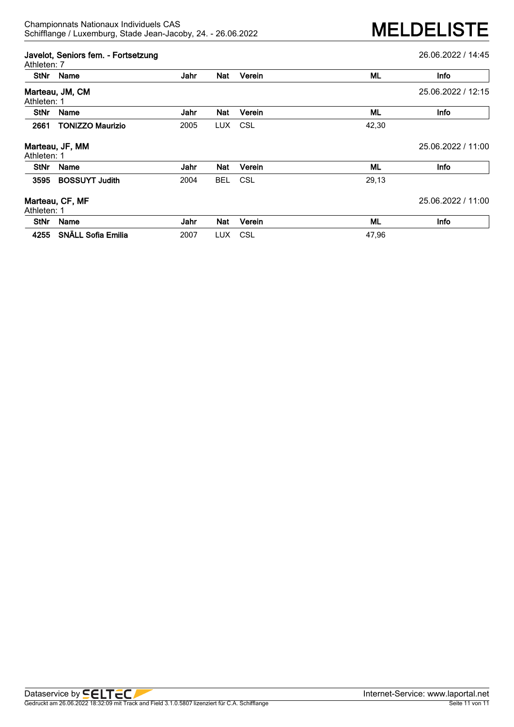### Javelot, Seniors fem. - Fortsetzung

26.06.2022 / 14:45

Athleten: 7

| StNr | Name | Jahr | Nat | Verein | ML | Info |
|---|---|---|---|---|---|---|

### Marteau, JM, CM

25.06.2022 / 12:15

Athleten: 1

| StNr | Name | Jahr | Nat | Verein | ML | Info |
|---|---|---|---|---|---|---|
| **2661** | **TONIZZO Maurizio** | 2005 | LUX | CSL | 42,30 | |

### Marteau, JF, MM

25.06.2022 / 11:00

Athleten: 1

| StNr | Name | Jahr | Nat | Verein | ML | Info |
|---|---|---|---|---|---|---|
| **3595** | **BOSSUYT Judith** | 2004 | BEL | CSL | 29,13 | |

### Marteau, CF, MF

25.06.2022 / 11:00

Athleten: 1

| StNr | Name | Jahr | Nat | Verein | ML | Info |
|---|---|---|---|---|---|---|
| **4255** | **SNÄLL Sofia Emilia** | 2007 | LUX | CSL | 47,96 | |